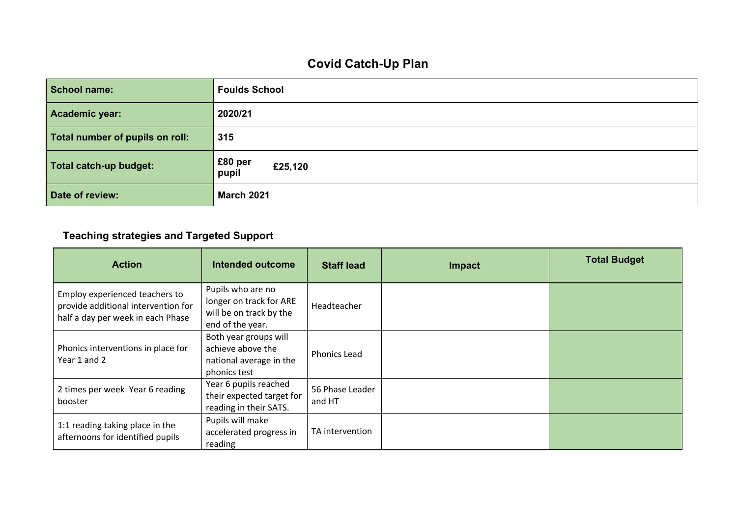# Covid Catch-Up Plan

| School name: | Foulds School | |
|---|---|---|
| Academic year: | 2020/21 | |
| Total number of pupils on roll: | 315 | |
| Total catch-up budget: | £80 per pupil | £25,120 |
| Date of review: | March 2021 | |

## Teaching strategies and Targeted Support

| Action | Intended outcome | Staff lead | Impact | Total Budget |
|---|---|---|---|---|
| Employ experienced teachers to provide additional intervention for half a day per week in each Phase | Pupils who are no longer on track for ARE will be on track by the end of the year. | Headteacher | | |
| Phonics interventions in place for Year 1 and 2 | Both year groups will achieve above the national average in the phonics test | Phonics Lead | | |
| 2 times per week Year 6 reading booster | Year 6 pupils reached their expected target for reading in their SATS. | 56 Phase Leader and HT | | |
| 1:1 reading taking place in the afternoons for identified pupils | Pupils will make accelerated progress in reading | TA intervention | | |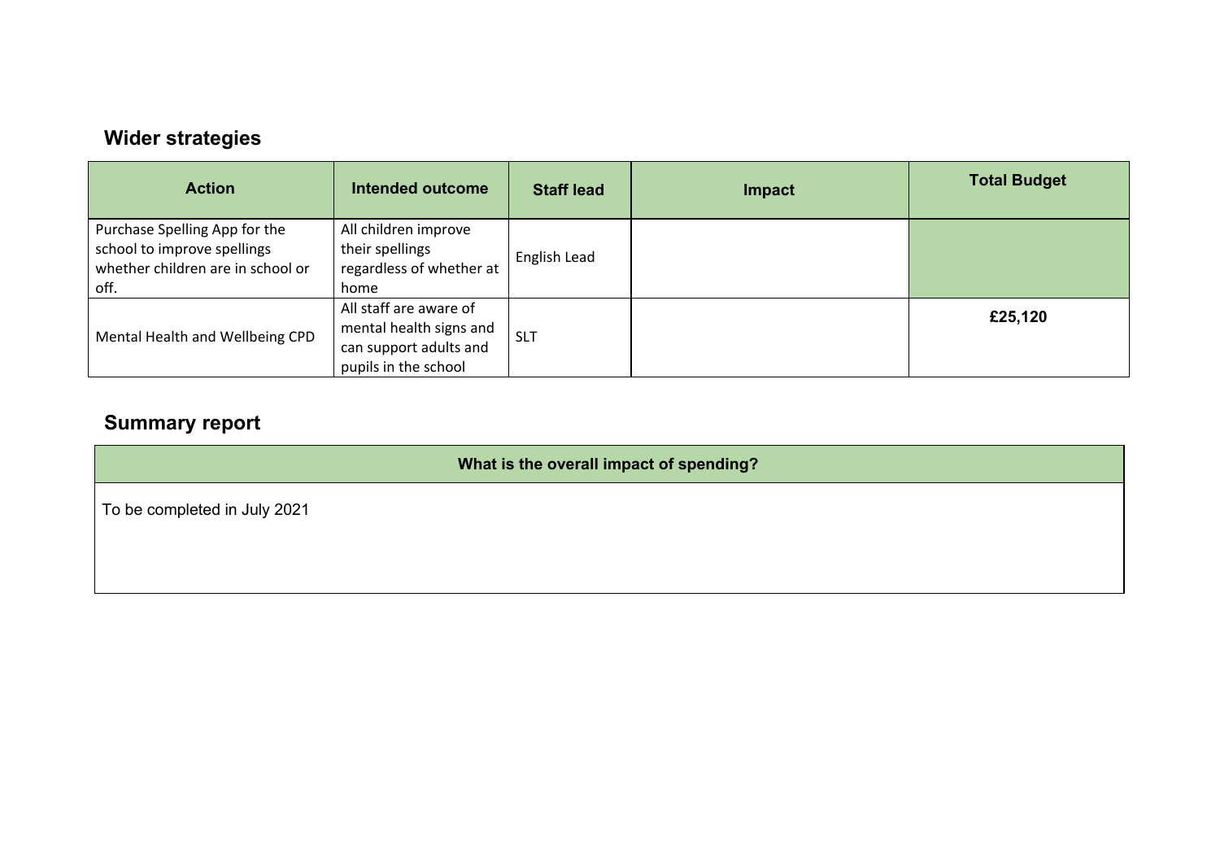## Wider strategies

| Action | Intended outcome | Staff lead | Impact | Total Budget |
|---|---|---|---|---|
| Purchase Spelling App for the school to improve spellings whether children are in school or off. | All children improve their spellings regardless of whether at home | English Lead | | |
| Mental Health and Wellbeing CPD | All staff are aware of mental health signs and can support adults and pupils in the school | SLT | | **£25,120** |

## Summary report

| What is the overall impact of spending? |
|---|
| To be completed in July 2021 |